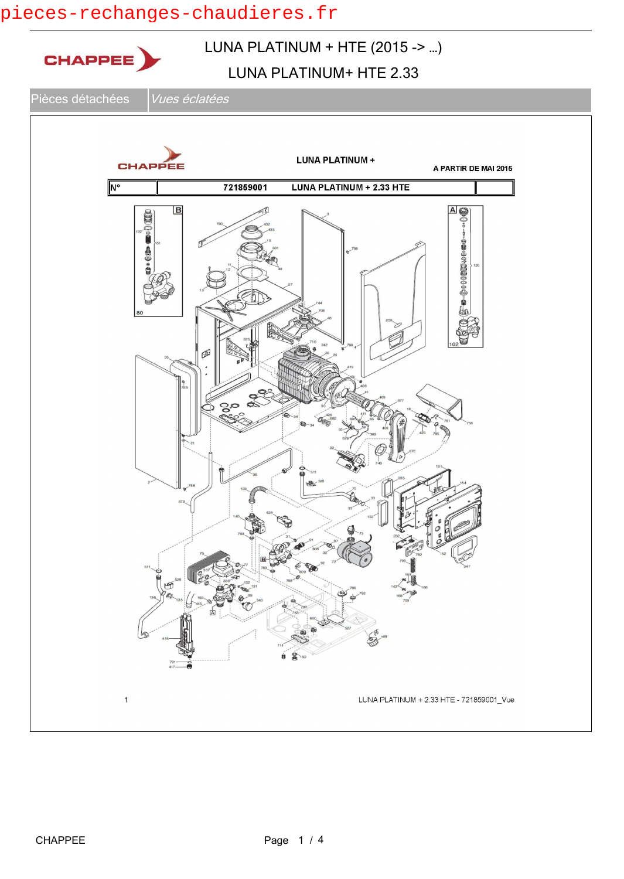pieces-rechanges-chaudieres.fr

# LUNA PLATINUM + HTE (2015 -> ...)

## LUNA PLATINUM+ HTE 2.33

| Pièces détachées | *Vues éclatées* |
|---|---|

CHAPPEE

LUNA PLATINUM +

A PARTIR DE MAI 2015

| N° | 721859001 LUNA PLATINUM + 2.33 HTE | |
|---|---|---|

1

LUNA PLATINUM + 2.33 HTE - 721859001_Vue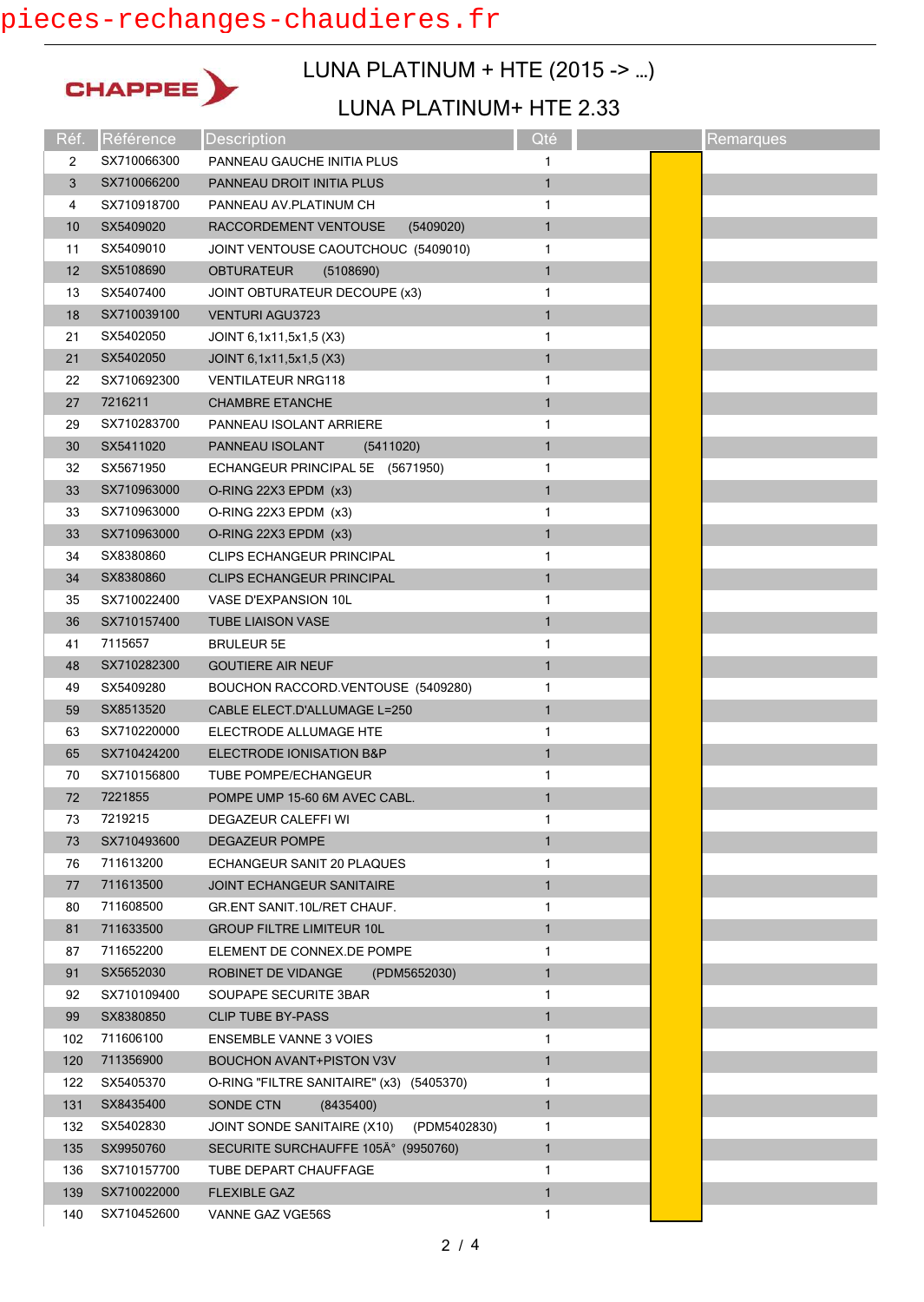# LUNA PLATINUM + HTE (2015 -> ...)

## LUNA PLATINUM+ HTE 2.33

| Réf. | Référence | Description | Qté | | Remarques |
|---|---|---|---|---|---|
| 2 | SX710066300 | PANNEAU GAUCHE INITIA PLUS | 1 | | |
| 3 | SX710066200 | PANNEAU DROIT INITIA PLUS | 1 | | |
| 4 | SX710918700 | PANNEAU AV.PLATINUM CH | 1 | | |
| 10 | SX5409020 | RACCORDEMENT VENTOUSE (5409020) | 1 | | |
| 11 | SX5409010 | JOINT VENTOUSE CAOUTCHOUC (5409010) | 1 | | |
| 12 | SX5108690 | OBTURATEUR (5108690) | 1 | | |
| 13 | SX5407400 | JOINT OBTURATEUR DECOUPE (x3) | 1 | | |
| 18 | SX710039100 | VENTURI AGU3723 | 1 | | |
| 21 | SX5402050 | JOINT 6,1x11,5x1,5 (X3) | 1 | | |
| 21 | SX5402050 | JOINT 6,1x11,5x1,5 (X3) | 1 | | |
| 22 | SX710692300 | VENTILATEUR NRG118 | 1 | | |
| 27 | 7216211 | CHAMBRE ETANCHE | 1 | | |
| 29 | SX710283700 | PANNEAU ISOLANT ARRIERE | 1 | | |
| 30 | SX5411020 | PANNEAU ISOLANT (5411020) | 1 | | |
| 32 | SX5671950 | ECHANGEUR PRINCIPAL 5E (5671950) | 1 | | |
| 33 | SX710963000 | O-RING 22X3 EPDM (x3) | 1 | | |
| 33 | SX710963000 | O-RING 22X3 EPDM (x3) | 1 | | |
| 33 | SX710963000 | O-RING 22X3 EPDM (x3) | 1 | | |
| 34 | SX8380860 | CLIPS ECHANGEUR PRINCIPAL | 1 | | |
| 34 | SX8380860 | CLIPS ECHANGEUR PRINCIPAL | 1 | | |
| 35 | SX710022400 | VASE D'EXPANSION 10L | 1 | | |
| 36 | SX710157400 | TUBE LIAISON VASE | 1 | | |
| 41 | 7115657 | BRULEUR 5E | 1 | | |
| 48 | SX710282300 | GOUTIERE AIR NEUF | 1 | | |
| 49 | SX5409280 | BOUCHON RACCORD.VENTOUSE (5409280) | 1 | | |
| 59 | SX8513520 | CABLE ELECT.D'ALLUMAGE L=250 | 1 | | |
| 63 | SX710220000 | ELECTRODE ALLUMAGE HTE | 1 | | |
| 65 | SX710424200 | ELECTRODE IONISATION B&P | 1 | | |
| 70 | SX710156800 | TUBE POMPE/ECHANGEUR | 1 | | |
| 72 | 7221855 | POMPE UMP 15-60 6M AVEC CABL. | 1 | | |
| 73 | 7219215 | DEGAZEUR CALEFFI WI | 1 | | |
| 73 | SX710493600 | DEGAZEUR POMPE | 1 | | |
| 76 | 711613200 | ECHANGEUR SANIT 20 PLAQUES | 1 | | |
| 77 | 711613500 | JOINT ECHANGEUR SANITAIRE | 1 | | |
| 80 | 711608500 | GR.ENT SANIT.10L/RET CHAUF. | 1 | | |
| 81 | 711633500 | GROUP FILTRE LIMITEUR 10L | 1 | | |
| 87 | 711652200 | ELEMENT DE CONNEX.DE POMPE | 1 | | |
| 91 | SX5652030 | ROBINET DE VIDANGE (PDM5652030) | 1 | | |
| 92 | SX710109400 | SOUPAPE SECURITE 3BAR | 1 | | |
| 99 | SX8380850 | CLIP TUBE BY-PASS | 1 | | |
| 102 | 711606100 | ENSEMBLE VANNE 3 VOIES | 1 | | |
| 120 | 711356900 | BOUCHON AVANT+PISTON V3V | 1 | | |
| 122 | SX5405370 | O-RING "FILTRE SANITAIRE" (x3) (5405370) | 1 | | |
| 131 | SX8435400 | SONDE CTN (8435400) | 1 | | |
| 132 | SX5402830 | JOINT SONDE SANITAIRE (X10) (PDM5402830) | 1 | | |
| 135 | SX9950760 | SECURITE SURCHAUFFE 105Â° (9950760) | 1 | | |
| 136 | SX710157700 | TUBE DEPART CHAUFFAGE | 1 | | |
| 139 | SX710022000 | FLEXIBLE GAZ | 1 | | |
| 140 | SX710452600 | VANNE GAZ VGE56S | 1 | | |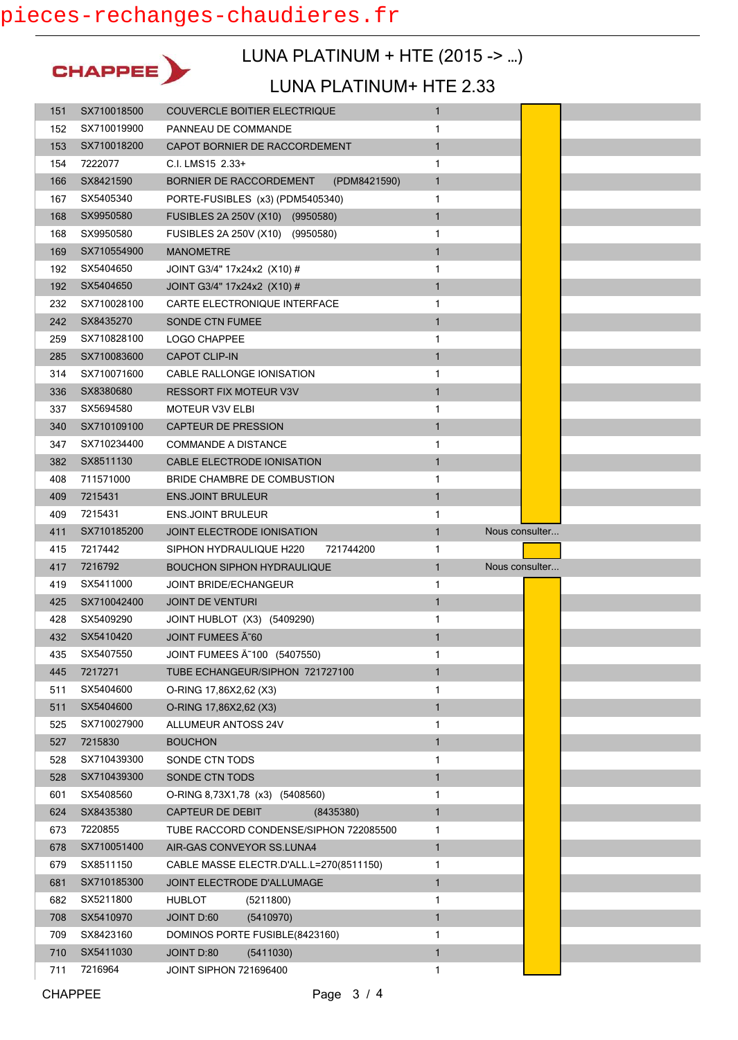pieces-rechanges-chaudieres.fr

CHAPPEE

# LUNA PLATINUM + HTE (2015 -> ...)

## LUNA PLATINUM+ HTE 2.33

| | | | | |
|---|---|---|---|---|
| 151 | SX710018500 | COUVERCLE BOITIER ELECTRIQUE | 1 | |
| 152 | SX710019900 | PANNEAU DE COMMANDE | 1 | |
| 153 | SX710018200 | CAPOT BORNIER DE RACCORDEMENT | 1 | |
| 154 | 7222077 | C.I. LMS15 2.33+ | 1 | |
| 166 | SX8421590 | BORNIER DE RACCORDEMENT (PDM8421590) | 1 | |
| 167 | SX5405340 | PORTE-FUSIBLES (x3) (PDM5405340) | 1 | |
| 168 | SX9950580 | FUSIBLES 2A 250V (X10) (9950580) | 1 | |
| 168 | SX9950580 | FUSIBLES 2A 250V (X10) (9950580) | 1 | |
| 169 | SX710554900 | MANOMETRE | 1 | |
| 192 | SX5404650 | JOINT G3/4" 17x24x2 (X10) # | 1 | |
| 192 | SX5404650 | JOINT G3/4" 17x24x2 (X10) # | 1 | |
| 232 | SX710028100 | CARTE ELECTRONIQUE INTERFACE | 1 | |
| 242 | SX8435270 | SONDE CTN FUMEE | 1 | |
| 259 | SX710828100 | LOGO CHAPPEE | 1 | |
| 285 | SX710083600 | CAPOT CLIP-IN | 1 | |
| 314 | SX710071600 | CABLE RALLONGE IONISATION | 1 | |
| 336 | SX8380680 | RESSORT FIX MOTEUR V3V | 1 | |
| 337 | SX5694580 | MOTEUR V3V ELBI | 1 | |
| 340 | SX710109100 | CAPTEUR DE PRESSION | 1 | |
| 347 | SX710234400 | COMMANDE A DISTANCE | 1 | |
| 382 | SX8511130 | CABLE ELECTRODE IONISATION | 1 | |
| 408 | 711571000 | BRIDE CHAMBRE DE COMBUSTION | 1 | |
| 409 | 7215431 | ENS.JOINT BRULEUR | 1 | |
| 409 | 7215431 | ENS.JOINT BRULEUR | 1 | |
| 411 | SX710185200 | JOINT ELECTRODE IONISATION | 1 | Nous consulter... |
| 415 | 7217442 | SIPHON HYDRAULIQUE H220 721744200 | 1 | |
| 417 | 7216792 | BOUCHON SIPHON HYDRAULIQUE | 1 | Nous consulter... |
| 419 | SX5411000 | JOINT BRIDE/ECHANGEUR | 1 | |
| 425 | SX710042400 | JOINT DE VENTURI | 1 | |
| 428 | SX5409290 | JOINT HUBLOT (X3) (5409290) | 1 | |
| 432 | SX5410420 | JOINT FUMEES Ã˜60 | 1 | |
| 435 | SX5407550 | JOINT FUMEES Ã˜100 (5407550) | 1 | |
| 445 | 7217271 | TUBE ECHANGEUR/SIPHON 721727100 | 1 | |
| 511 | SX5404600 | O-RING 17,86X2,62 (X3) | 1 | |
| 511 | SX5404600 | O-RING 17,86X2,62 (X3) | 1 | |
| 525 | SX710027900 | ALLUMEUR ANTOSS 24V | 1 | |
| 527 | 7215830 | BOUCHON | 1 | |
| 528 | SX710439300 | SONDE CTN TODS | 1 | |
| 528 | SX710439300 | SONDE CTN TODS | 1 | |
| 601 | SX5408560 | O-RING 8,73X1,78 (x3) (5408560) | 1 | |
| 624 | SX8435380 | CAPTEUR DE DEBIT (8435380) | 1 | |
| 673 | 7220855 | TUBE RACCORD CONDENSE/SIPHON 722085500 | 1 | |
| 678 | SX710051400 | AIR-GAS CONVEYOR SS.LUNA4 | 1 | |
| 679 | SX8511150 | CABLE MASSE ELECTR.D'ALL.L=270(8511150) | 1 | |
| 681 | SX710185300 | JOINT ELECTRODE D'ALLUMAGE | 1 | |
| 682 | SX5211800 | HUBLOT (5211800) | 1 | |
| 708 | SX5410970 | JOINT D:60 (5410970) | 1 | |
| 709 | SX8423160 | DOMINOS PORTE FUSIBLE(8423160) | 1 | |
| 710 | SX5411030 | JOINT D:80 (5411030) | 1 | |
| 711 | 7216964 | JOINT SIPHON 721696400 | 1 | |

CHAPPEE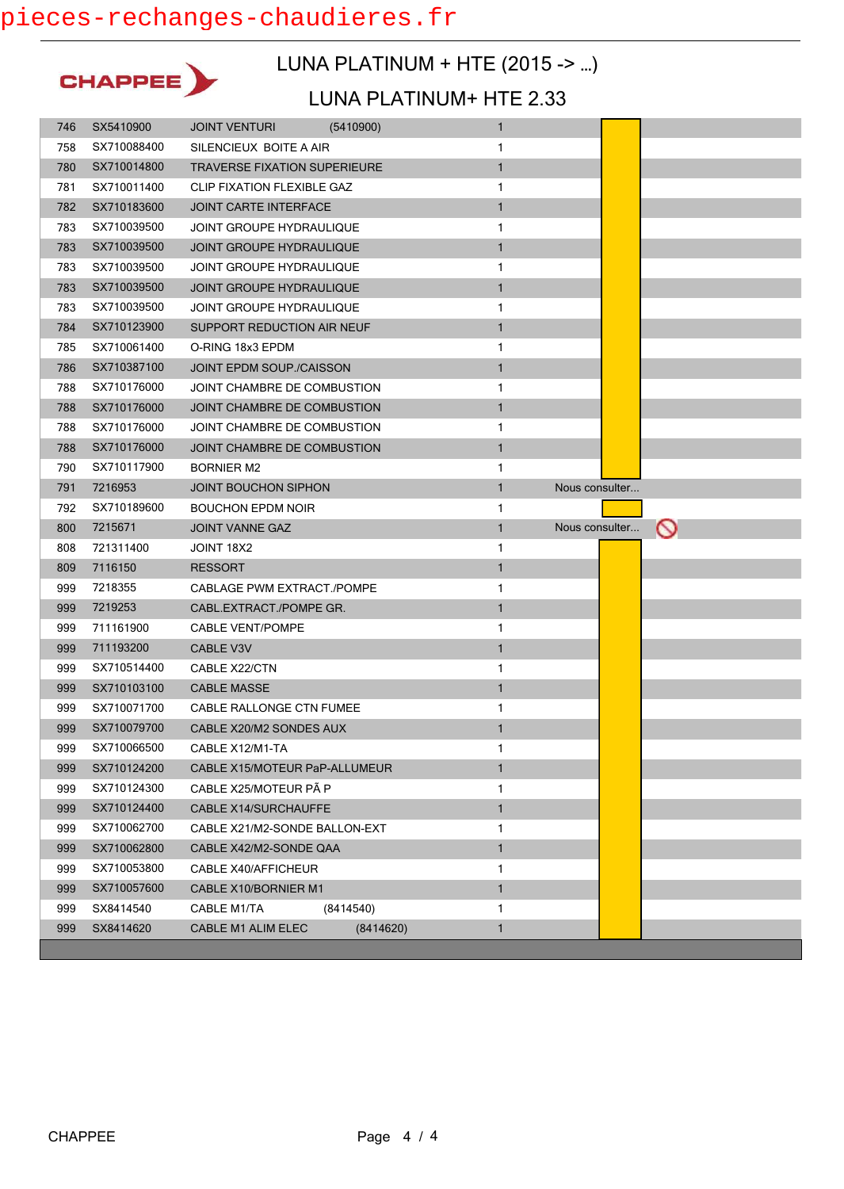pieces-rechanges-chaudieres.fr

**CHAPPEE**

## LUNA PLATINUM + HTE (2015 -> ...)

## LUNA PLATINUM+ HTE 2.33

| | | | | |
|---|---|---|---|---|
| 746 | SX5410900 | JOINT VENTURI (5410900) | 1 | |
| 758 | SX710088400 | SILENCIEUX BOITE A AIR | 1 | |
| 780 | SX710014800 | TRAVERSE FIXATION SUPERIEURE | 1 | |
| 781 | SX710011400 | CLIP FIXATION FLEXIBLE GAZ | 1 | |
| 782 | SX710183600 | JOINT CARTE INTERFACE | 1 | |
| 783 | SX710039500 | JOINT GROUPE HYDRAULIQUE | 1 | |
| 783 | SX710039500 | JOINT GROUPE HYDRAULIQUE | 1 | |
| 783 | SX710039500 | JOINT GROUPE HYDRAULIQUE | 1 | |
| 783 | SX710039500 | JOINT GROUPE HYDRAULIQUE | 1 | |
| 783 | SX710039500 | JOINT GROUPE HYDRAULIQUE | 1 | |
| 784 | SX710123900 | SUPPORT REDUCTION AIR NEUF | 1 | |
| 785 | SX710061400 | O-RING 18x3 EPDM | 1 | |
| 786 | SX710387100 | JOINT EPDM SOUP./CAISSON | 1 | |
| 788 | SX710176000 | JOINT CHAMBRE DE COMBUSTION | 1 | |
| 788 | SX710176000 | JOINT CHAMBRE DE COMBUSTION | 1 | |
| 788 | SX710176000 | JOINT CHAMBRE DE COMBUSTION | 1 | |
| 788 | SX710176000 | JOINT CHAMBRE DE COMBUSTION | 1 | |
| 790 | SX710117900 | BORNIER M2 | 1 | |
| 791 | 7216953 | JOINT BOUCHON SIPHON | 1 | Nous consulter... |
| 792 | SX710189600 | BOUCHON EPDM NOIR | 1 | |
| 800 | 7215671 | JOINT VANNE GAZ | 1 | Nous consulter... |
| 808 | 721311400 | JOINT 18X2 | 1 | |
| 809 | 7116150 | RESSORT | 1 | |
| 999 | 7218355 | CABLAGE PWM EXTRACT./POMPE | 1 | |
| 999 | 7219253 | CABL.EXTRACT./POMPE GR. | 1 | |
| 999 | 711161900 | CABLE VENT/POMPE | 1 | |
| 999 | 711193200 | CABLE V3V | 1 | |
| 999 | SX710514400 | CABLE X22/CTN | 1 | |
| 999 | SX710103100 | CABLE MASSE | 1 | |
| 999 | SX710071700 | CABLE RALLONGE CTN FUMEE | 1 | |
| 999 | SX710079700 | CABLE X20/M2 SONDES AUX | 1 | |
| 999 | SX710066500 | CABLE X12/M1-TA | 1 | |
| 999 | SX710124200 | CABLE X15/MOTEUR PaP-ALLUMEUR | 1 | |
| 999 | SX710124300 | CABLE X25/MOTEUR PÃ P | 1 | |
| 999 | SX710124400 | CABLE X14/SURCHAUFFE | 1 | |
| 999 | SX710062700 | CABLE X21/M2-SONDE BALLON-EXT | 1 | |
| 999 | SX710062800 | CABLE X42/M2-SONDE QAA | 1 | |
| 999 | SX710053800 | CABLE X40/AFFICHEUR | 1 | |
| 999 | SX710057600 | CABLE X10/BORNIER M1 | 1 | |
| 999 | SX8414540 | CABLE M1/TA (8414540) | 1 | |
| 999 | SX8414620 | CABLE M1 ALIM ELEC (8414620) | 1 | |